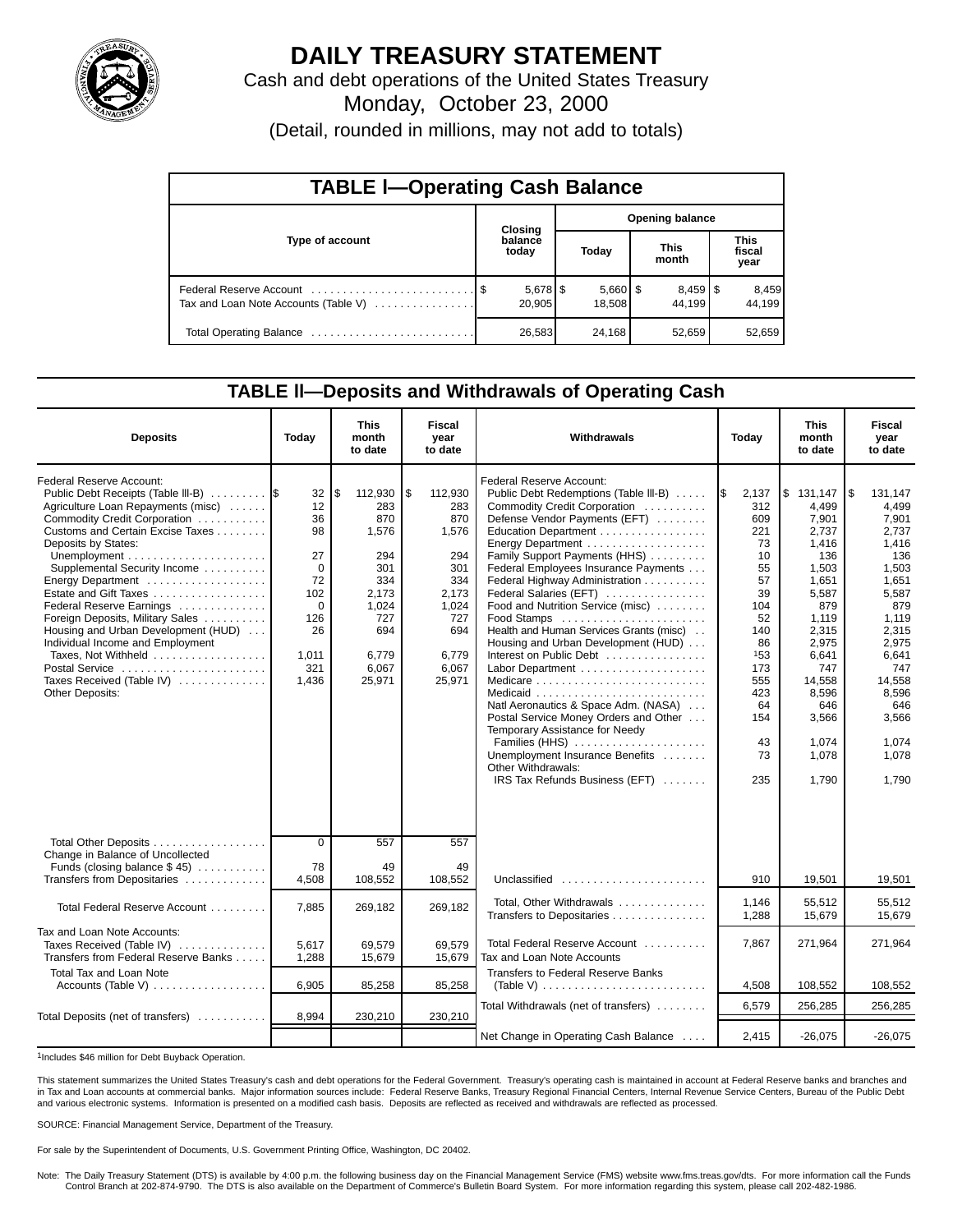# DAILY TREASURY STATEMENT

Cash and debt operations of the United States Treasury

Monday, October 23, 2000

(Detail, rounded in millions, may not add to totals)

## TABLE I—Operating Cash Balance

| Type of account | Closing balance today | Opening balance Today | Opening balance This month | Opening balance This fiscal year |
|---|---|---|---|---|
| Federal Reserve Account | $ 5,678 | $ 5,660 | $ 8,459 | $ 8,459 |
| Tax and Loan Note Accounts (Table V) | 20,905 | 18,508 | 44,199 | 44,199 |
| Total Operating Balance | 26,583 | 24,168 | 52,659 | 52,659 |

## TABLE II—Deposits and Withdrawals of Operating Cash

| Deposits | Today | This month to date | Fiscal year to date |
|---|---|---|---|
| Federal Reserve Account: | | | |
| Public Debt Receipts (Table III-B) | $ 32 | $ 112,930 | $ 112,930 |
| Agriculture Loan Repayments (misc) | 12 | 283 | 283 |
| Commodity Credit Corporation | 36 | 870 | 870 |
| Customs and Certain Excise Taxes | 98 | 1,576 | 1,576 |
| Deposits by States: | | | |
| Unemployment | 27 | 294 | 294 |
| Supplemental Security Income | 0 | 301 | 301 |
| Energy Department | 72 | 334 | 334 |
| Estate and Gift Taxes | 102 | 2,173 | 2,173 |
| Federal Reserve Earnings | 0 | 1,024 | 1,024 |
| Foreign Deposits, Military Sales | 126 | 727 | 727 |
| Housing and Urban Development (HUD) | 26 | 694 | 694 |
| Individual Income and Employment Taxes, Not Withheld | 1,011 | 6,779 | 6,779 |
| Postal Service | 321 | 6,067 | 6,067 |
| Taxes Received (Table IV) | 1,436 | 25,971 | 25,971 |
| Other Deposits: | | | |
| Total Other Deposits | 0 | 557 | 557 |
| Change in Balance of Uncollected Funds (closing balance $ 45) | 78 | 49 | 49 |
| Transfers from Depositaries | 4,508 | 108,552 | 108,552 |
| Total Federal Reserve Account | 7,885 | 269,182 | 269,182 |
| Tax and Loan Note Accounts: | | | |
| Taxes Received (Table IV) | 5,617 | 69,579 | 69,579 |
| Transfers from Federal Reserve Banks | 1,288 | 15,679 | 15,679 |
| Total Tax and Loan Note Accounts (Table V) | 6,905 | 85,258 | 85,258 |
| Total Deposits (net of transfers) | 8,994 | 230,210 | 230,210 |

| Withdrawals | Today | This month to date | Fiscal year to date |
|---|---|---|---|
| Federal Reserve Account: | | | |
| Public Debt Redemptions (Table III-B) | $ 2,137 | $ 131,147 | $ 131,147 |
| Commodity Credit Corporation | 312 | 4,499 | 4,499 |
| Defense Vendor Payments (EFT) | 609 | 7,901 | 7,901 |
| Education Department | 221 | 2,737 | 2,737 |
| Energy Department | 73 | 1,416 | 1,416 |
| Family Support Payments (HHS) | 10 | 136 | 136 |
| Federal Employees Insurance Payments | 55 | 1,503 | 1,503 |
| Federal Highway Administration | 57 | 1,651 | 1,651 |
| Federal Salaries (EFT) | 39 | 5,587 | 5,587 |
| Food and Nutrition Service (misc) | 104 | 879 | 879 |
| Food Stamps | 52 | 1,119 | 1,119 |
| Health and Human Services Grants (misc) | 140 | 2,315 | 2,315 |
| Housing and Urban Development (HUD) | 86 | 2,975 | 2,975 |
| Interest on Public Debt | [1]53 | 6,641 | 6,641 |
| Labor Department | 173 | 747 | 747 |
| Medicare | 555 | 14,558 | 14,558 |
| Medicaid | 423 | 8,596 | 8,596 |
| Natl Aeronautics & Space Adm. (NASA) | 64 | 646 | 646 |
| Postal Service Money Orders and Other | 154 | 3,566 | 3,566 |
| Temporary Assistance for Needy Families (HHS) | 43 | 1,074 | 1,074 |
| Unemployment Insurance Benefits | 73 | 1,078 | 1,078 |
| Other Withdrawals: | | | |
| IRS Tax Refunds Business (EFT) | 235 | 1,790 | 1,790 |
| Unclassified | 910 | 19,501 | 19,501 |
| Total, Other Withdrawals | 1,146 | 55,512 | 55,512 |
| Transfers to Depositaries | 1,288 | 15,679 | 15,679 |
| Total Federal Reserve Account | 7,867 | 271,964 | 271,964 |
| Tax and Loan Note Accounts | | | |
| Transfers to Federal Reserve Banks (Table V) | 4,508 | 108,552 | 108,552 |
| Total Withdrawals (net of transfers) | 6,579 | 256,285 | 256,285 |
| Net Change in Operating Cash Balance | 2,415 | -26,075 | -26,075 |

[1]Includes $46 million for Debt Buyback Operation.

This statement summarizes the United States Treasury's cash and debt operations for the Federal Government. Treasury's operating cash is maintained in account at Federal Reserve banks and branches and in Tax and Loan accounts at commercial banks. Major information sources include: Federal Reserve Banks, Treasury Regional Financial Centers, Internal Revenue Service Centers, Bureau of the Public Debt and various electronic systems. Information is presented on a modified cash basis. Deposits are reflected as received and withdrawals are reflected as processed.

SOURCE: Financial Management Service, Department of the Treasury.

For sale by the Superintendent of Documents, U.S. Government Printing Office, Washington, DC 20402.

Note: The Daily Treasury Statement (DTS) is available by 4:00 p.m. the following business day on the Financial Management Service (FMS) website www.fms.treas.gov/dts. For more information call the Funds Control Branch at 202-874-9790. The DTS is also available on the Department of Commerce's Bulletin Board System. For more information regarding this system, please call 202-482-1986.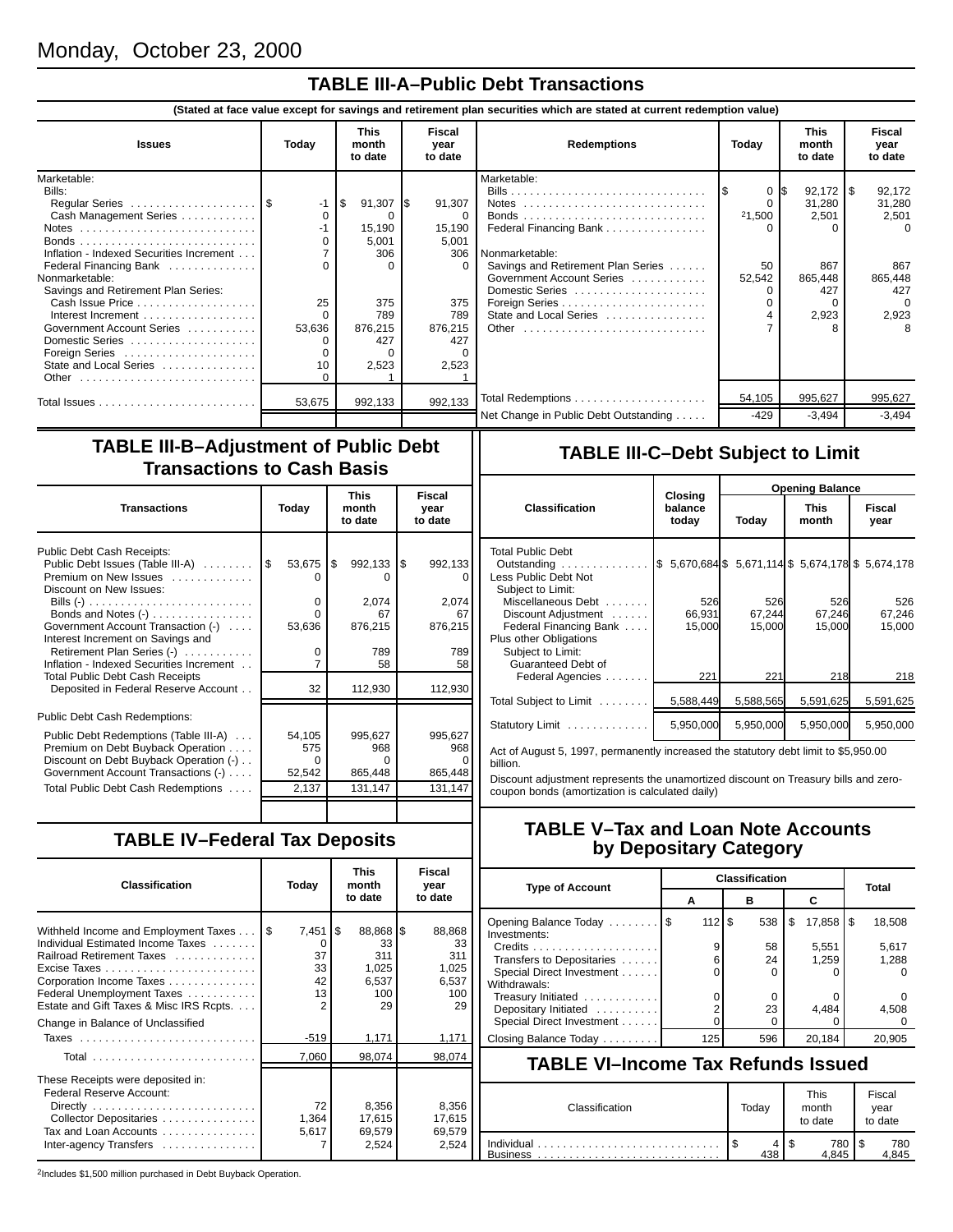Monday, October 23, 2000

## TABLE III-A–Public Debt Transactions

(Stated at face value except for savings and retirement plan securities which are stated at current redemption value)

| Issues | Today | This month to date | Fiscal year to date |
|---|---|---|---|
| Marketable: | | | |
| Bills: | | | |
| Regular Series | $ -1 | $ 91,307 | $ 91,307 |
| Cash Management Series | 0 | 0 | 0 |
| Notes | -1 | 15,190 | 15,190 |
| Bonds | 0 | 5,001 | 5,001 |
| Inflation - Indexed Securities Increment | 7 | 306 | 306 |
| Federal Financing Bank | 0 | 0 | 0 |
| Nonmarketable: | | | |
| Savings and Retirement Plan Series: | | | |
| Cash Issue Price | 25 | 375 | 375 |
| Interest Increment | 0 | 789 | 789 |
| Government Account Series | 53,636 | 876,215 | 876,215 |
| Domestic Series | 0 | 427 | 427 |
| Foreign Series | 0 | 0 | 0 |
| State and Local Series | 10 | 2,523 | 2,523 |
| Other | 0 | 1 | 1 |
| Total Issues | 53,675 | 992,133 | 992,133 |

| Redemptions | Today | This month to date | Fiscal year to date |
|---|---|---|---|
| Marketable: | | | |
| Bills | $ 0 | $ 92,172 | $ 92,172 |
| Notes | 0 | 31,280 | 31,280 |
| Bonds | [2]1,500 | 2,501 | 2,501 |
| Federal Financing Bank | 0 | 0 | 0 |
| Nonmarketable: | | | |
| Savings and Retirement Plan Series | 50 | 867 | 867 |
| Government Account Series | 52,542 | 865,448 | 865,448 |
| Domestic Series | 0 | 427 | 427 |
| Foreign Series | 0 | 0 | 0 |
| State and Local Series | 4 | 2,923 | 2,923 |
| Other | 7 | 8 | 8 |
| Total Redemptions | 54,105 | 995,627 | 995,627 |
| Net Change in Public Debt Outstanding | -429 | -3,494 | -3,494 |

## TABLE III-B–Adjustment of Public Debt Transactions to Cash Basis

| Transactions | Today | This month to date | Fiscal year to date |
|---|---|---|---|
| Public Debt Cash Receipts: | | | |
| Public Debt Issues (Table III-A) | $ 53,675 | $ 992,133 | $ 992,133 |
| Premium on New Issues | 0 | 0 | 0 |
| Discount on New Issues: | | | |
| Bills (-) | 0 | 2,074 | 2,074 |
| Bonds and Notes (-) | 0 | 67 | 67 |
| Government Account Transaction (-) | 53,636 | 876,215 | 876,215 |
| Interest Increment on Savings and Retirement Plan Series (-) | 0 | 789 | 789 |
| Inflation - Indexed Securities Increment | 7 | 58 | 58 |
| Total Public Debt Cash Receipts Deposited in Federal Reserve Account | 32 | 112,930 | 112,930 |
| Public Debt Cash Redemptions: | | | |
| Public Debt Redemptions (Table III-A) | 54,105 | 995,627 | 995,627 |
| Premium on Debt Buyback Operation | 575 | 968 | 968 |
| Discount on Debt Buyback Operation (-) | 0 | 0 | 0 |
| Government Account Transactions (-) | 52,542 | 865,448 | 865,448 |
| Total Public Debt Cash Redemptions | 2,137 | 131,147 | 131,147 |

## TABLE III-C–Debt Subject to Limit

| Classification | Closing balance today | Opening Balance Today | Opening Balance This month | Opening Balance Fiscal year |
|---|---|---|---|---|
| Total Public Debt Outstanding | $ 5,670,684 | $ 5,671,114 | $ 5,674,178 | $ 5,674,178 |
| Less Public Debt Not Subject to Limit: | | | | |
| Miscellaneous Debt | 526 | 526 | 526 | 526 |
| Discount Adjustment | 66,931 | 67,244 | 67,246 | 67,246 |
| Federal Financing Bank | 15,000 | 15,000 | 15,000 | 15,000 |
| Plus other Obligations Subject to Limit: | | | | |
| Guaranteed Debt of Federal Agencies | 221 | 221 | 218 | 218 |
| Total Subject to Limit | 5,588,449 | 5,588,565 | 5,591,625 | 5,591,625 |
| Statutory Limit | 5,950,000 | 5,950,000 | 5,950,000 | 5,950,000 |

Act of August 5, 1997, permanently increased the statutory debt limit to $5,950.00 billion.

Discount adjustment represents the unamortized discount on Treasury bills and zero-coupon bonds (amortization is calculated daily)

## TABLE IV–Federal Tax Deposits

| Classification | Today | This month to date | Fiscal year to date |
|---|---|---|---|
| Withheld Income and Employment Taxes | $ 7,451 | $ 88,868 | $ 88,868 |
| Individual Estimated Income Taxes | 0 | 33 | 33 |
| Railroad Retirement Taxes | 37 | 311 | 311 |
| Excise Taxes | 33 | 1,025 | 1,025 |
| Corporation Income Taxes | 42 | 6,537 | 6,537 |
| Federal Unemployment Taxes | 13 | 100 | 100 |
| Estate and Gift Taxes & Misc IRS Rcpts. | 2 | 29 | 29 |
| Change in Balance of Unclassified Taxes | -519 | 1,171 | 1,171 |
| Total | 7,060 | 98,074 | 98,074 |
| These Receipts were deposited in: | | | |
| Federal Reserve Account: | | | |
| Directly | 72 | 8,356 | 8,356 |
| Collector Depositaries | 1,364 | 17,615 | 17,615 |
| Tax and Loan Accounts | 5,617 | 69,579 | 69,579 |
| Inter-agency Transfers | 7 | 2,524 | 2,524 |

## TABLE V–Tax and Loan Note Accounts by Depositary Category

| Type of Account | Classification A | Classification B | Classification C | Total |
|---|---|---|---|---|
| Opening Balance Today | $ 112 | $ 538 | $ 17,858 | $ 18,508 |
| Investments: | | | | |
| Credits | 9 | 58 | 5,551 | 5,617 |
| Transfers to Depositaries | 6 | 24 | 1,259 | 1,288 |
| Special Direct Investment | 0 | 0 | 0 | 0 |
| Withdrawals: | | | | |
| Treasury Initiated | 0 | 0 | 0 | 0 |
| Depositary Initiated | 2 | 23 | 4,484 | 4,508 |
| Special Direct Investment | 0 | 0 | 0 | 0 |
| Closing Balance Today | 125 | 596 | 20,184 | 20,905 |

## TABLE VI–Income Tax Refunds Issued

| Classification | Today | This month to date | Fiscal year to date |
|---|---|---|---|
| Individual | $ 4 | $ 780 | $ 780 |
| Business | 438 | 4,845 | 4,845 |

[2]Includes $1,500 million purchased in Debt Buyback Operation.